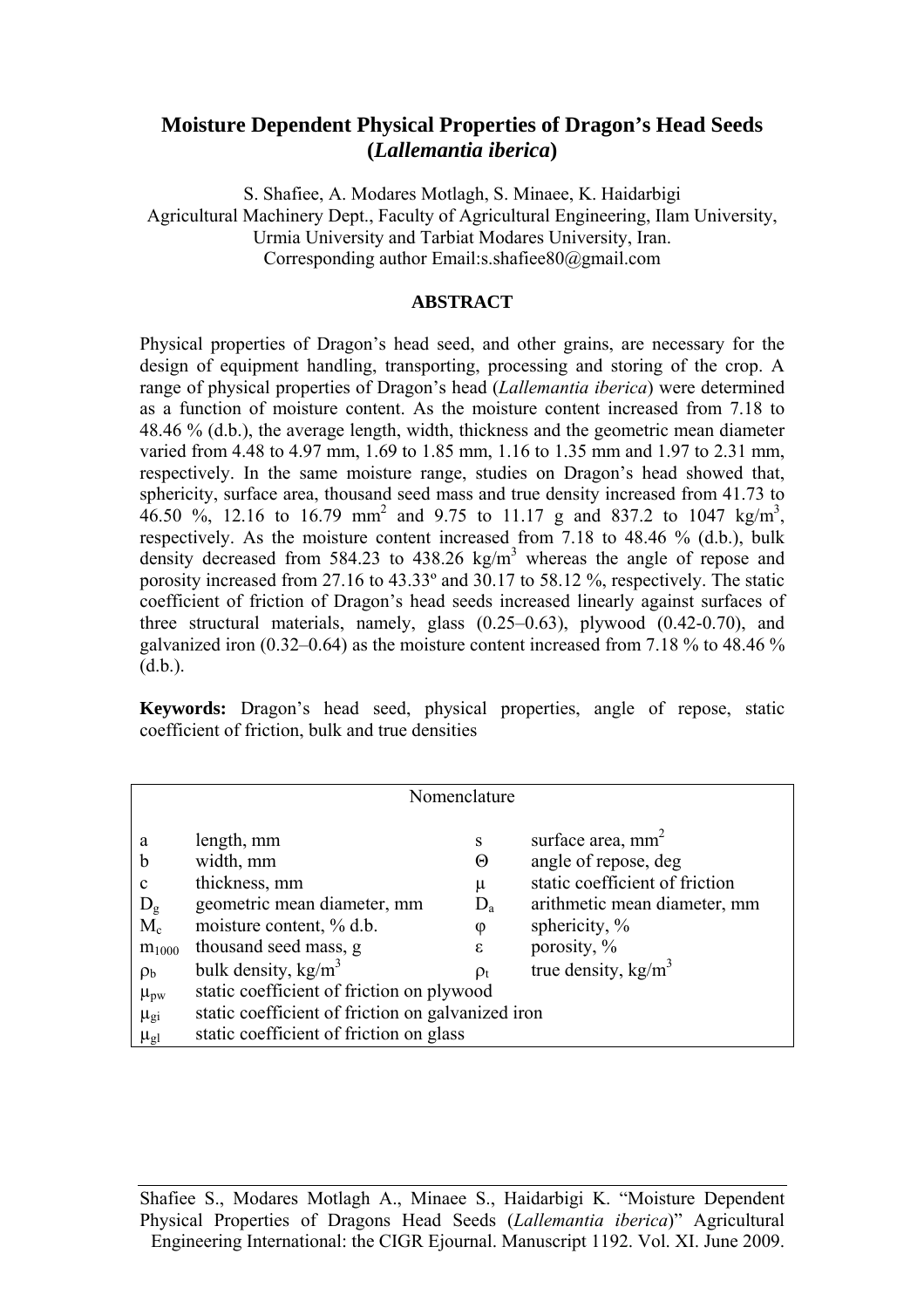# Moisture Dependent Physical Properties of Dragon's Head Seeds (*Lallemantia iberica*)

S. Shafiee, A. Modares Motlagh, S. Minaee, K. Haidarbigi
Agricultural Machinery Dept., Faculty of Agricultural Engineering, Ilam University, Urmia University and Tarbiat Modares University, Iran.
Corresponding author Email:s.shafiee80@gmail.com

## ABSTRACT

Physical properties of Dragon's head seed, and other grains, are necessary for the design of equipment handling, transporting, processing and storing of the crop. A range of physical properties of Dragon's head (*Lallemantia iberica*) were determined as a function of moisture content. As the moisture content increased from 7.18 to 48.46 % (d.b.), the average length, width, thickness and the geometric mean diameter varied from 4.48 to 4.97 mm, 1.69 to 1.85 mm, 1.16 to 1.35 mm and 1.97 to 2.31 mm, respectively. In the same moisture range, studies on Dragon's head showed that, sphericity, surface area, thousand seed mass and true density increased from 41.73 to 46.50 %, 12.16 to 16.79 $mm^2$ and 9.75 to 11.17 g and 837.2 to 1047 $kg/m^3$, respectively. As the moisture content increased from 7.18 to 48.46 % (d.b.), bulk density decreased from 584.23 to 438.26 $kg/m^3$ whereas the angle of repose and porosity increased from 27.16 to 43.33º and 30.17 to 58.12 %, respectively. The static coefficient of friction of Dragon's head seeds increased linearly against surfaces of three structural materials, namely, glass (0.25–0.63), plywood (0.42-0.70), and galvanized iron (0.32–0.64) as the moisture content increased from 7.18 % to 48.46 % (d.b.).

**Keywords:** Dragon's head seed, physical properties, angle of repose, static coefficient of friction, bulk and true densities

| Nomenclature | | | |
|---|---|---|---|
| a | length, mm | s | surface area, $mm^2$ |
| b | width, mm | $\Theta$ | angle of repose, deg |
| c | thickness, mm | $\mu$ | static coefficient of friction |
| $D_g$ | geometric mean diameter, mm | $D_a$ | arithmetic mean diameter, mm |
| $M_c$ | moisture content, % d.b. | $\varphi$ | sphericity, % |
| $m_{1000}$ | thousand seed mass, g | $\varepsilon$ | porosity, % |
| $\rho_b$ | bulk density, $kg/m^3$ | $\rho_t$ | true density, $kg/m^3$ |
| $\mu_{pw}$ | static coefficient of friction on plywood | | |
| $\mu_{gi}$ | static coefficient of friction on galvanized iron | | |
| $\mu_{gl}$ | static coefficient of friction on glass | | |

Shafiee S., Modares Motlagh A., Minaee S., Haidarbigi K. "Moisture Dependent Physical Properties of Dragons Head Seeds (*Lallemantia iberica*)" Agricultural Engineering International: the CIGR Ejournal. Manuscript 1192. Vol. XI. June 2009.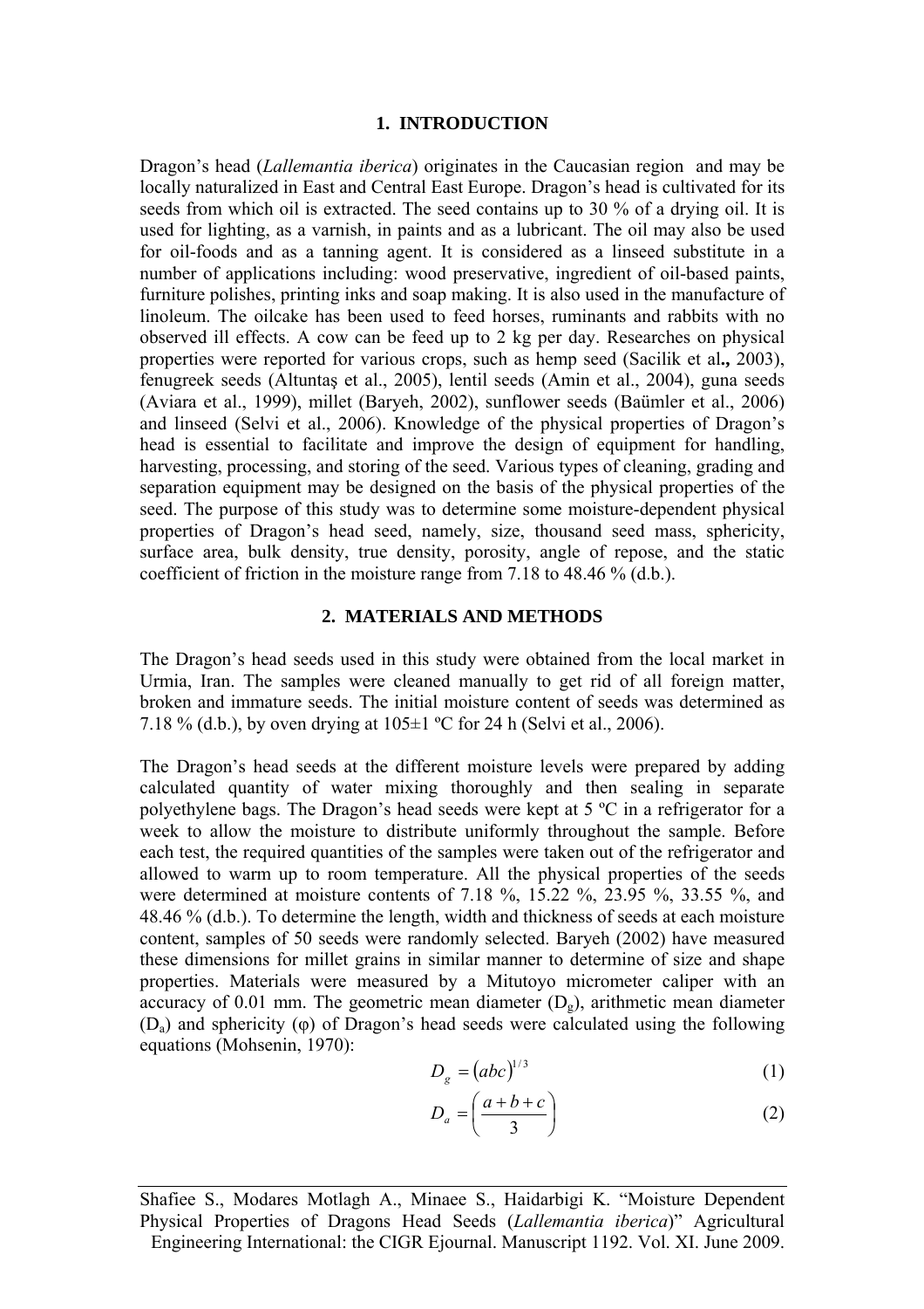## 1. INTRODUCTION

Dragon's head (*Lallemantia iberica*) originates in the Caucasian region and may be locally naturalized in East and Central East Europe. Dragon's head is cultivated for its seeds from which oil is extracted. The seed contains up to 30 % of a drying oil. It is used for lighting, as a varnish, in paints and as a lubricant. The oil may also be used for oil-foods and as a tanning agent. It is considered as a linseed substitute in a number of applications including: wood preservative, ingredient of oil-based paints, furniture polishes, printing inks and soap making. It is also used in the manufacture of linoleum. The oilcake has been used to feed horses, ruminants and rabbits with no observed ill effects. A cow can be feed up to 2 kg per day. Researches on physical properties were reported for various crops, such as hemp seed (Sacilik et al**.,** 2003), fenugreek seeds (Altuntaş et al., 2005), lentil seeds (Amin et al., 2004), guna seeds (Aviara et al., 1999), millet (Baryeh, 2002), sunflower seeds (Baümler et al., 2006) and linseed (Selvi et al., 2006). Knowledge of the physical properties of Dragon's head is essential to facilitate and improve the design of equipment for handling, harvesting, processing, and storing of the seed. Various types of cleaning, grading and separation equipment may be designed on the basis of the physical properties of the seed. The purpose of this study was to determine some moisture-dependent physical properties of Dragon's head seed, namely, size, thousand seed mass, sphericity, surface area, bulk density, true density, porosity, angle of repose, and the static coefficient of friction in the moisture range from 7.18 to 48.46 % (d.b.).

## 2. MATERIALS AND METHODS

The Dragon's head seeds used in this study were obtained from the local market in Urmia, Iran. The samples were cleaned manually to get rid of all foreign matter, broken and immature seeds. The initial moisture content of seeds was determined as 7.18 % (d.b.), by oven drying at 105±1 ºC for 24 h (Selvi et al., 2006).

The Dragon's head seeds at the different moisture levels were prepared by adding calculated quantity of water mixing thoroughly and then sealing in separate polyethylene bags. The Dragon's head seeds were kept at 5 ºC in a refrigerator for a week to allow the moisture to distribute uniformly throughout the sample. Before each test, the required quantities of the samples were taken out of the refrigerator and allowed to warm up to room temperature. All the physical properties of the seeds were determined at moisture contents of 7.18 %, 15.22 %, 23.95 %, 33.55 %, and 48.46 % (d.b.). To determine the length, width and thickness of seeds at each moisture content, samples of 50 seeds were randomly selected. Baryeh (2002) have measured these dimensions for millet grains in similar manner to determine of size and shape properties. Materials were measured by a Mitutoyo micrometer caliper with an accuracy of 0.01 mm. The geometric mean diameter ($D_g$), arithmetic mean diameter ($D_a$) and sphericity ($\varphi$) of Dragon's head seeds were calculated using the following equations (Mohsenin, 1970):

$$D_g = (abc)^{1/3} \tag{1}$$

$$D_a = \left(\frac{a+b+c}{3}\right) \tag{2}$$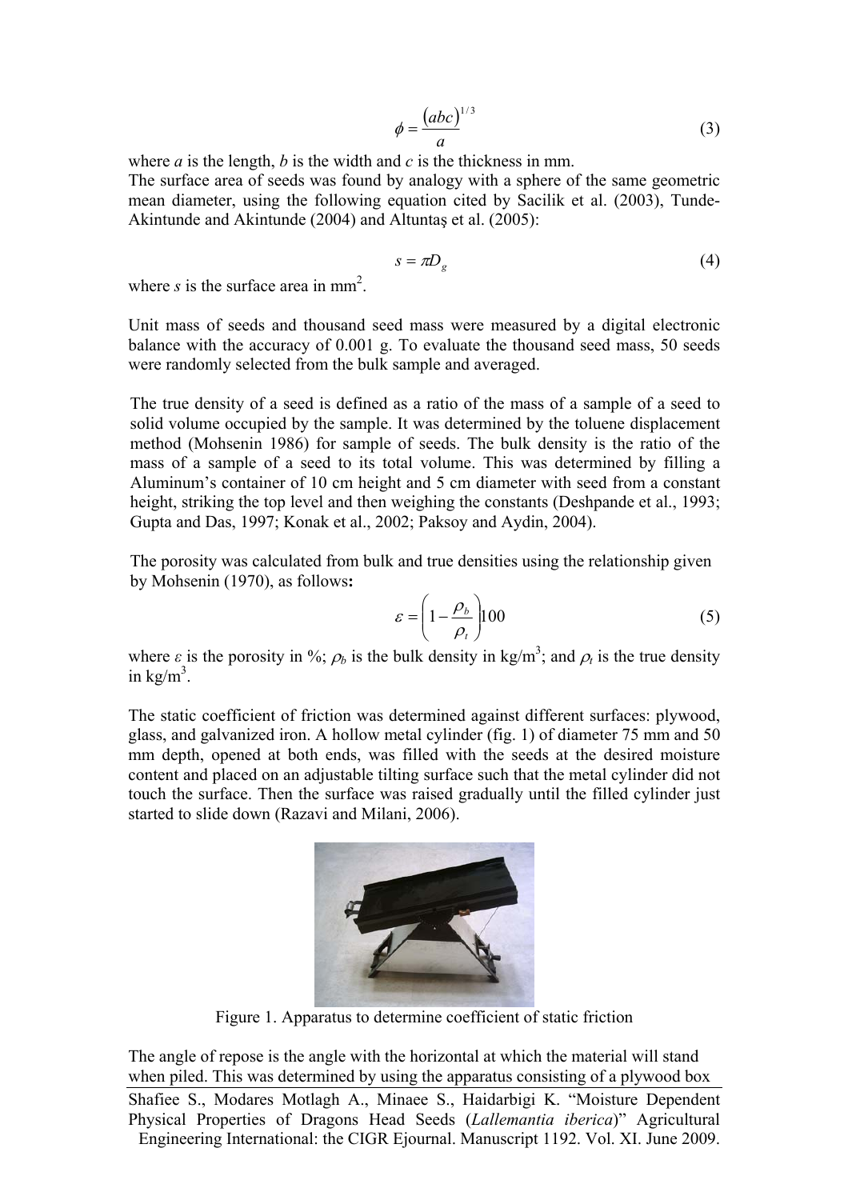$$\phi = \frac{(abc)^{1/3}}{a} \tag{3}$$

where *a* is the length, *b* is the width and *c* is the thickness in mm.
The surface area of seeds was found by analogy with a sphere of the same geometric mean diameter, using the following equation cited by Sacilik et al. (2003), Tunde-Akintunde and Akintunde (2004) and Altuntaş et al. (2005):

$$s = \pi D_g \tag{4}$$

where *s* is the surface area in mm$^2$.

Unit mass of seeds and thousand seed mass were measured by a digital electronic balance with the accuracy of 0.001 g. To evaluate the thousand seed mass, 50 seeds were randomly selected from the bulk sample and averaged.

The true density of a seed is defined as a ratio of the mass of a sample of a seed to solid volume occupied by the sample. It was determined by the toluene displacement method (Mohsenin 1986) for sample of seeds. The bulk density is the ratio of the mass of a sample of a seed to its total volume. This was determined by filling a Aluminum's container of 10 cm height and 5 cm diameter with seed from a constant height, striking the top level and then weighing the constants (Deshpande et al., 1993; Gupta and Das, 1997; Konak et al., 2002; Paksoy and Aydin, 2004).

The porosity was calculated from bulk and true densities using the relationship given by Mohsenin (1970), as follows**:**

$$\varepsilon = \left(1 - \frac{\rho_b}{\rho_t}\right)100 \tag{5}$$

where $\varepsilon$ is the porosity in %; $\rho_b$ is the bulk density in kg/m$^3$; and $\rho_t$ is the true density in kg/m$^3$.

The static coefficient of friction was determined against different surfaces: plywood, glass, and galvanized iron. A hollow metal cylinder (fig. 1) of diameter 75 mm and 50 mm depth, opened at both ends, was filled with the seeds at the desired moisture content and placed on an adjustable tilting surface such that the metal cylinder did not touch the surface. Then the surface was raised gradually until the filled cylinder just started to slide down (Razavi and Milani, 2006).

Figure 1. Apparatus to determine coefficient of static friction

The angle of repose is the angle with the horizontal at which the material will stand when piled. This was determined by using the apparatus consisting of a plywood box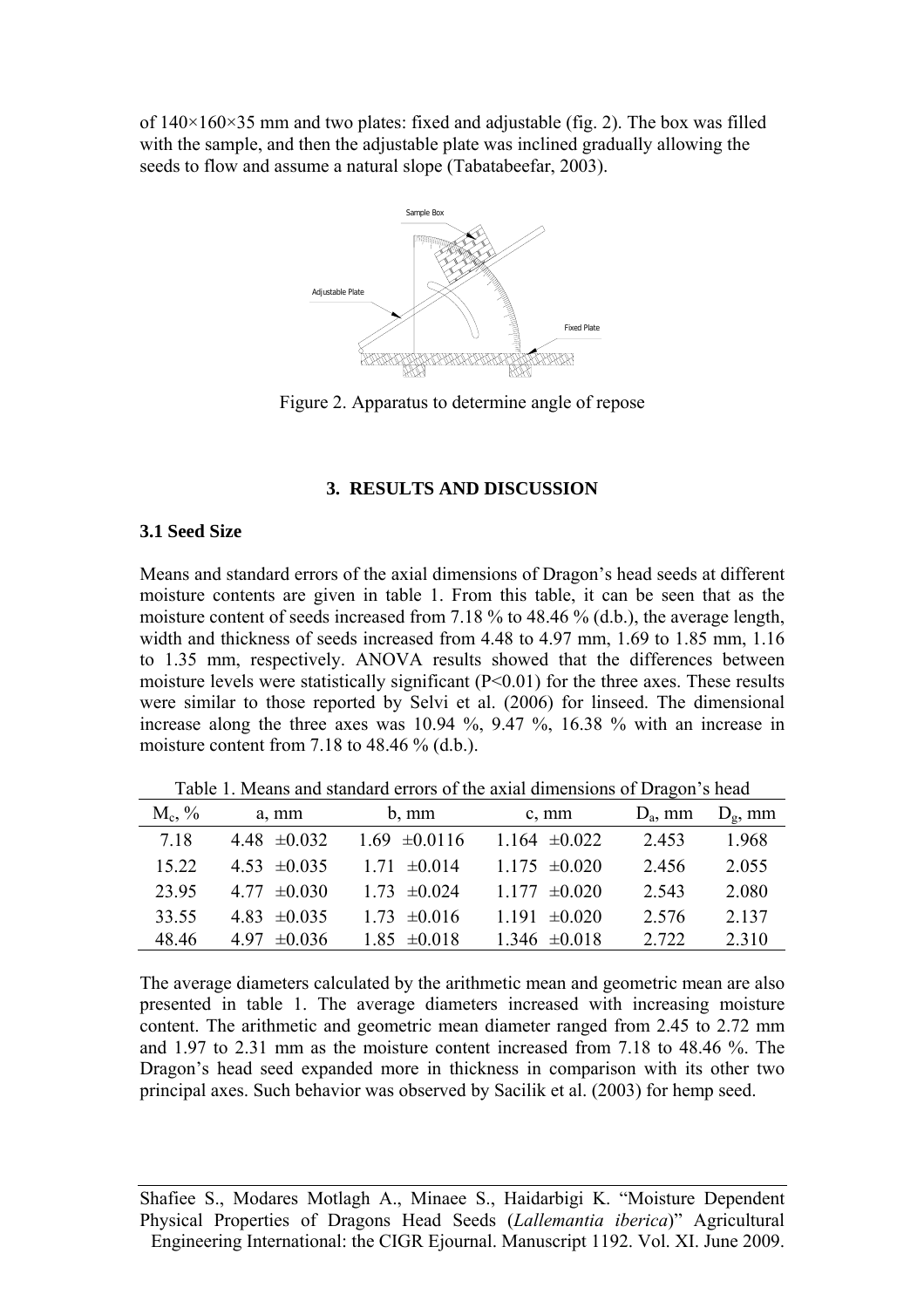of 140×160×35 mm and two plates: fixed and adjustable (fig. 2). The box was filled with the sample, and then the adjustable plate was inclined gradually allowing the seeds to flow and assume a natural slope (Tabatabeefar, 2003).

Figure 2. Apparatus to determine angle of repose

## 3. RESULTS AND DISCUSSION

### 3.1 Seed Size

Means and standard errors of the axial dimensions of Dragon's head seeds at different moisture contents are given in table 1. From this table, it can be seen that as the moisture content of seeds increased from 7.18 % to 48.46 % (d.b.), the average length, width and thickness of seeds increased from 4.48 to 4.97 mm, 1.69 to 1.85 mm, 1.16 to 1.35 mm, respectively. ANOVA results showed that the differences between moisture levels were statistically significant ($P<0.01$) for the three axes. These results were similar to those reported by Selvi et al. (2006) for linseed. The dimensional increase along the three axes was 10.94 %, 9.47 %, 16.38 % with an increase in moisture content from 7.18 to 48.46 % (d.b.).

Table 1. Means and standard errors of the axial dimensions of Dragon's head

| $M_c$, % | a, mm | b, mm | c, mm | $D_a$, mm | $D_g$, mm |
|---|---|---|---|---|---|
| 7.18 | 4.48 ±0.032 | 1.69 ±0.0116 | 1.164 ±0.022 | 2.453 | 1.968 |
| 15.22 | 4.53 ±0.035 | 1.71 ±0.014 | 1.175 ±0.020 | 2.456 | 2.055 |
| 23.95 | 4.77 ±0.030 | 1.73 ±0.024 | 1.177 ±0.020 | 2.543 | 2.080 |
| 33.55 | 4.83 ±0.035 | 1.73 ±0.016 | 1.191 ±0.020 | 2.576 | 2.137 |
| 48.46 | 4.97 ±0.036 | 1.85 ±0.018 | 1.346 ±0.018 | 2.722 | 2.310 |

The average diameters calculated by the arithmetic mean and geometric mean are also presented in table 1. The average diameters increased with increasing moisture content. The arithmetic and geometric mean diameter ranged from 2.45 to 2.72 mm and 1.97 to 2.31 mm as the moisture content increased from 7.18 to 48.46 %. The Dragon's head seed expanded more in thickness in comparison with its other two principal axes. Such behavior was observed by Sacilik et al. (2003) for hemp seed.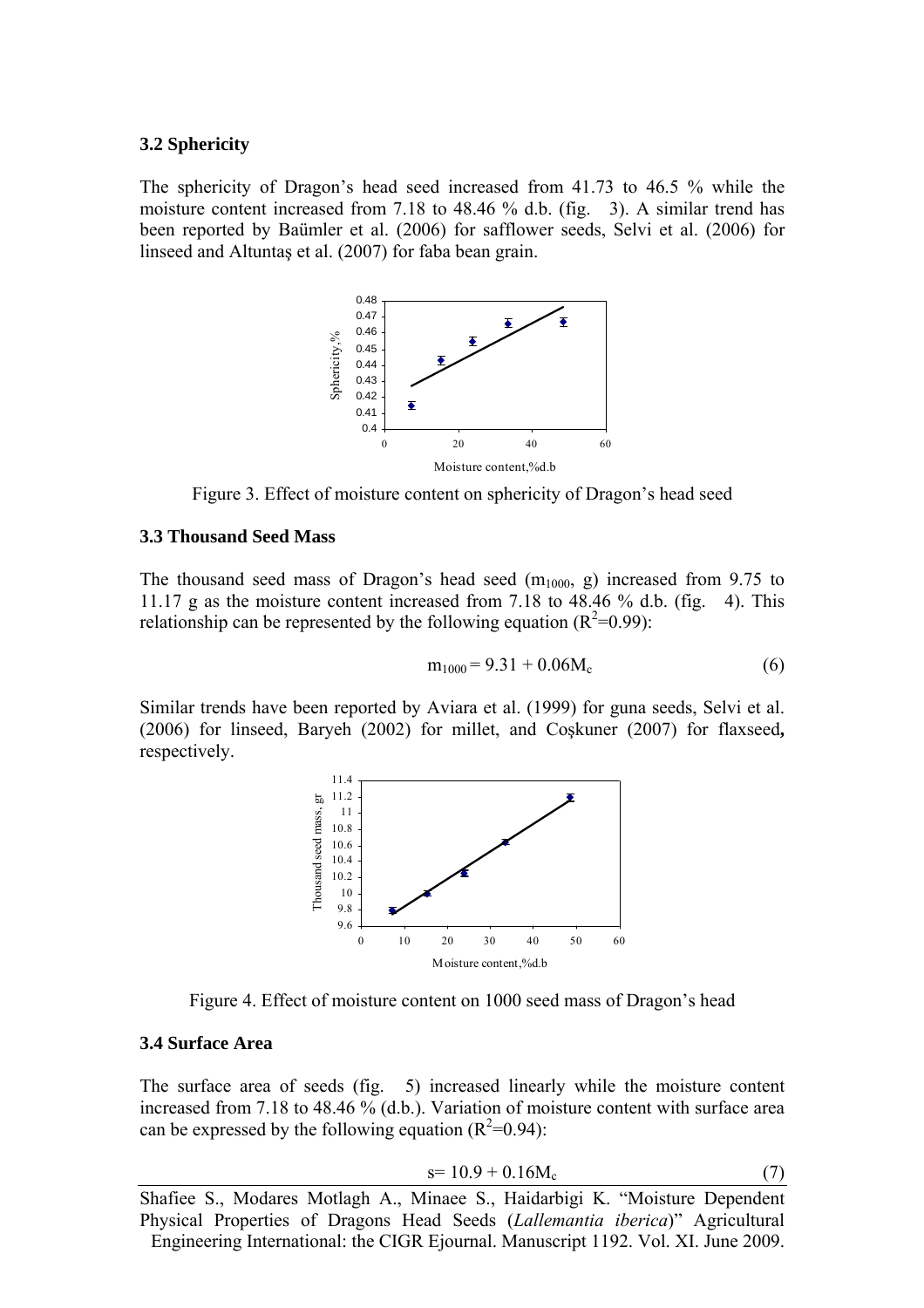### 3.2 Sphericity

The sphericity of Dragon's head seed increased from 41.73 to 46.5 % while the moisture content increased from 7.18 to 48.46 % d.b. (fig. 3). A similar trend has been reported by Baümler et al. (2006) for safflower seeds, Selvi et al. (2006) for linseed and Altuntaş et al. (2007) for faba bean grain.

Figure 3. Effect of moisture content on sphericity of Dragon's head seed

### 3.3 Thousand Seed Mass

The thousand seed mass of Dragon's head seed ($m_{1000}$, g) increased from 9.75 to 11.17 g as the moisture content increased from 7.18 to 48.46 % d.b. (fig. 4). This relationship can be represented by the following equation ($R^2$=0.99):

$$m_{1000} = 9.31 + 0.06M_c \tag{6}$$

Similar trends have been reported by Aviara et al. (1999) for guna seeds, Selvi et al. (2006) for linseed, Baryeh (2002) for millet, and Coşkuner (2007) for flaxseed**,** respectively.

Figure 4. Effect of moisture content on 1000 seed mass of Dragon's head

### 3.4 Surface Area

The surface area of seeds (fig. 5) increased linearly while the moisture content increased from 7.18 to 48.46 % (d.b.). Variation of moisture content with surface area can be expressed by the following equation ($R^2$=0.94):

$$s = 10.9 + 0.16M_c \tag{7}$$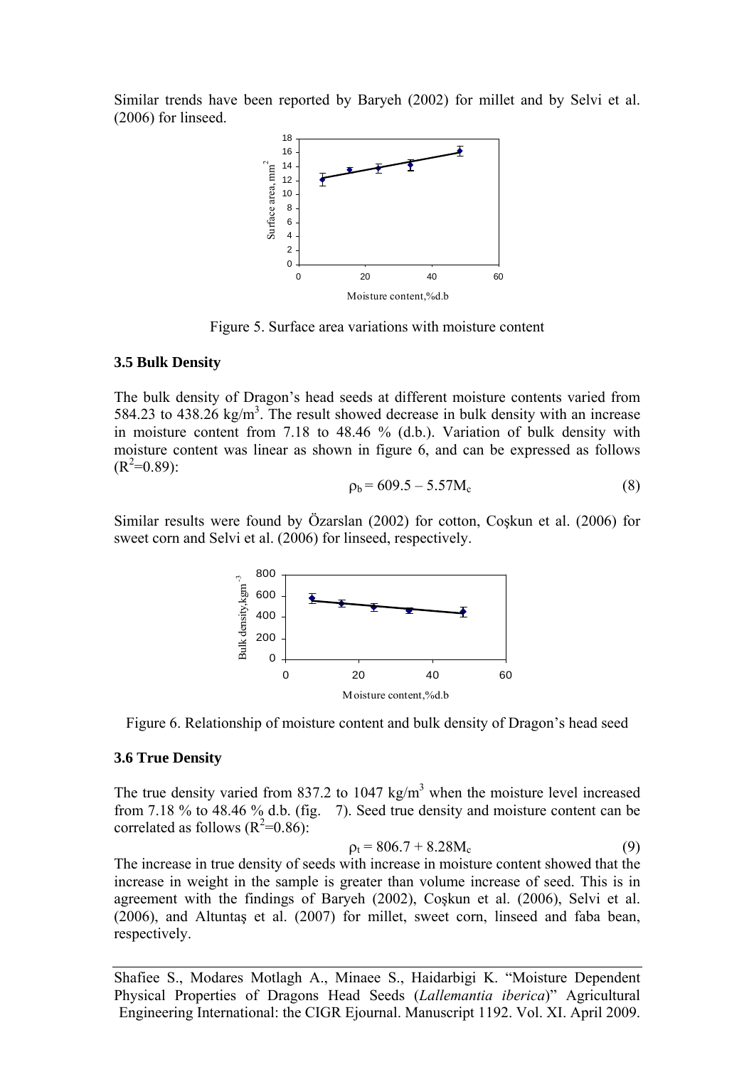Similar trends have been reported by Baryeh (2002) for millet and by Selvi et al. (2006) for linseed.

Figure 5. Surface area variations with moisture content

### 3.5 Bulk Density

The bulk density of Dragon's head seeds at different moisture contents varied from 584.23 to 438.26 kg/m$^3$. The result showed decrease in bulk density with an increase in moisture content from 7.18 to 48.46 % (d.b.). Variation of bulk density with moisture content was linear as shown in figure 6, and can be expressed as follows ($R^2$=0.89):

$$\rho_b = 609.5 - 5.57M_c \quad (8)$$

Similar results were found by Özarslan (2002) for cotton, Coşkun et al. (2006) for sweet corn and Selvi et al. (2006) for linseed, respectively.

Figure 6. Relationship of moisture content and bulk density of Dragon's head seed

### 3.6 True Density

The true density varied from 837.2 to 1047 kg/m$^3$ when the moisture level increased from 7.18 % to 48.46 % d.b. (fig. 7). Seed true density and moisture content can be correlated as follows ($R^2$=0.86):

$$\rho_t = 806.7 + 8.28M_c \quad (9)$$

The increase in true density of seeds with increase in moisture content showed that the increase in weight in the sample is greater than volume increase of seed. This is in agreement with the findings of Baryeh (2002), Coşkun et al. (2006), Selvi et al. (2006), and Altuntaş et al. (2007) for millet, sweet corn, linseed and faba bean, respectively.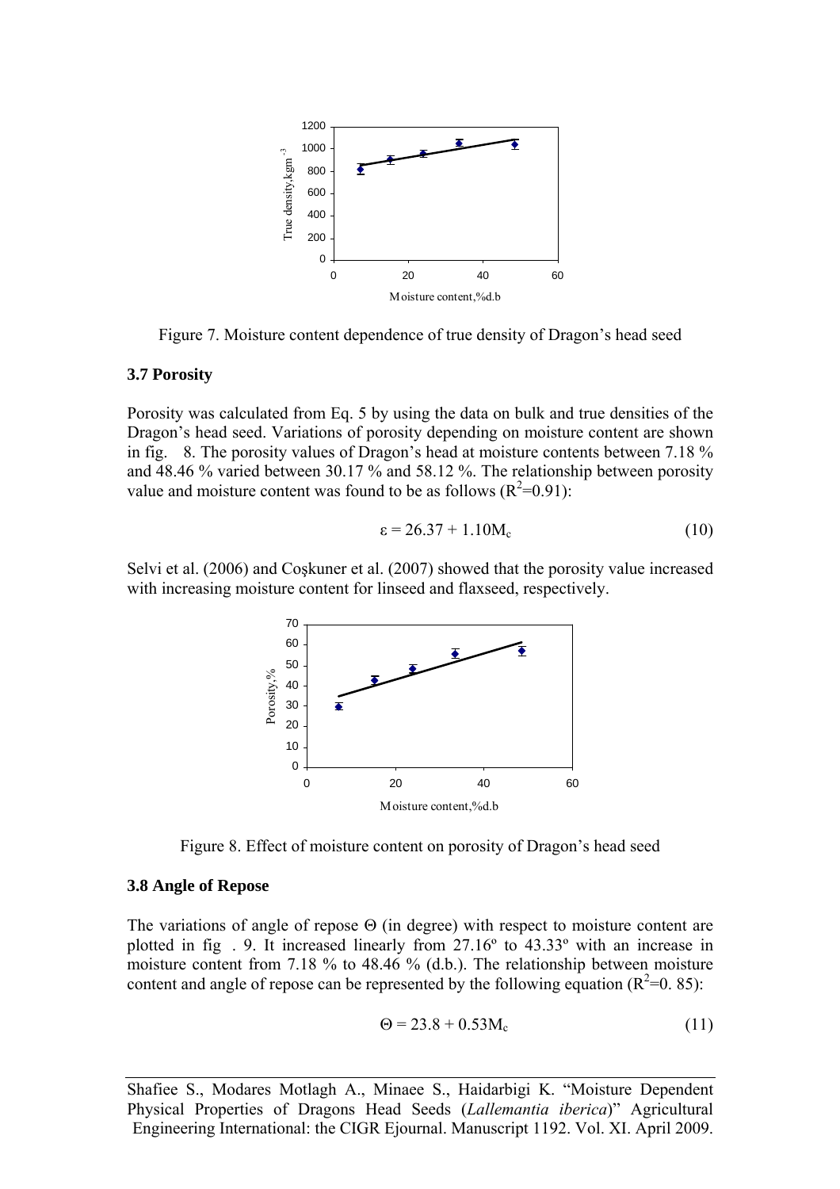Figure 7. Moisture content dependence of true density of Dragon's head seed

### 3.7 Porosity

Porosity was calculated from Eq. 5 by using the data on bulk and true densities of the Dragon's head seed. Variations of porosity depending on moisture content are shown in fig. 8. The porosity values of Dragon's head at moisture contents between 7.18 % and 48.46 % varied between 30.17 % and 58.12 %. The relationship between porosity value and moisture content was found to be as follows ($R^2$=0.91):

$$\varepsilon = 26.37 + 1.10M_c \tag{10}$$

Selvi et al. (2006) and Coşkuner et al. (2007) showed that the porosity value increased with increasing moisture content for linseed and flaxseed, respectively.

Figure 8. Effect of moisture content on porosity of Dragon's head seed

### 3.8 Angle of Repose

The variations of angle of repose Θ (in degree) with respect to moisture content are plotted in fig . 9. It increased linearly from 27.16º to 43.33º with an increase in moisture content from 7.18 % to 48.46 % (d.b.). The relationship between moisture content and angle of repose can be represented by the following equation ($R^2$=0. 85):

$$\Theta = 23.8 + 0.53M_c \tag{11}$$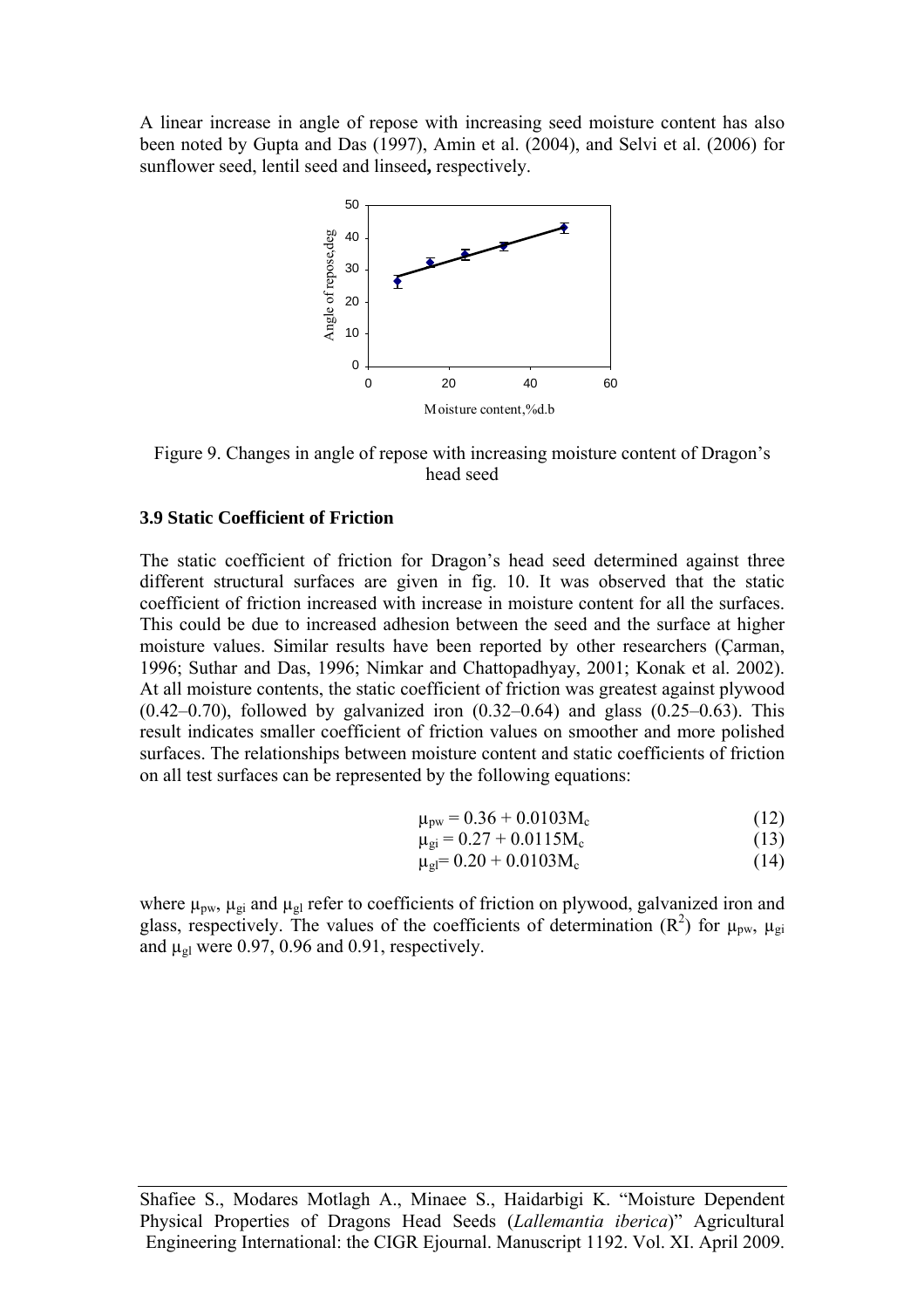A linear increase in angle of repose with increasing seed moisture content has also been noted by Gupta and Das (1997), Amin et al. (2004), and Selvi et al. (2006) for sunflower seed, lentil seed and linseed**,** respectively.

Figure 9. Changes in angle of repose with increasing moisture content of Dragon's head seed

### 3.9 Static Coefficient of Friction

The static coefficient of friction for Dragon's head seed determined against three different structural surfaces are given in fig. 10. It was observed that the static coefficient of friction increased with increase in moisture content for all the surfaces. This could be due to increased adhesion between the seed and the surface at higher moisture values. Similar results have been reported by other researchers (Çarman, 1996; Suthar and Das, 1996; Nimkar and Chattopadhyay, 2001; Konak et al. 2002). At all moisture contents, the static coefficient of friction was greatest against plywood (0.42–0.70), followed by galvanized iron (0.32–0.64) and glass (0.25–0.63). This result indicates smaller coefficient of friction values on smoother and more polished surfaces. The relationships between moisture content and static coefficients of friction on all test surfaces can be represented by the following equations:

$$\mu_{pw} = 0.36 + 0.0103M_c \quad (12)$$

$$\mu_{gi} = 0.27 + 0.0115M_c \quad (13)$$

$$\mu_{gl} = 0.20 + 0.0103M_c \quad (14)$$

where $\mu_{pw}$, $\mu_{gi}$ and $\mu_{gl}$ refer to coefficients of friction on plywood, galvanized iron and glass, respectively. The values of the coefficients of determination ($R^2$) for $\mu_{pw}$, $\mu_{gi}$ and $\mu_{gl}$ were 0.97, 0.96 and 0.91, respectively.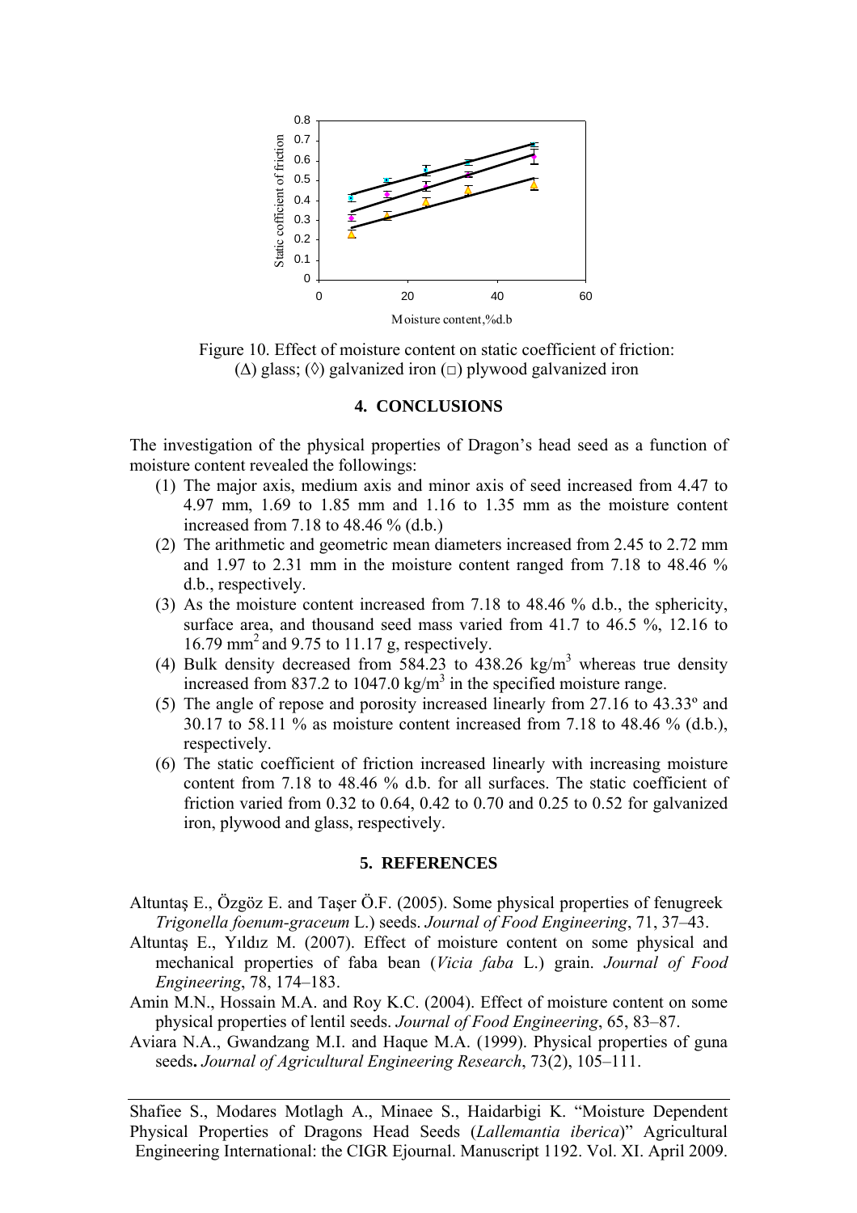Figure 10. Effect of moisture content on static coefficient of friction: (Δ) glass; (◊) galvanized iron (□) plywood galvanized iron

## 4. CONCLUSIONS

The investigation of the physical properties of Dragon's head seed as a function of moisture content revealed the followings:

1. The major axis, medium axis and minor axis of seed increased from 4.47 to 4.97 mm, 1.69 to 1.85 mm and 1.16 to 1.35 mm as the moisture content increased from 7.18 to 48.46 % (d.b.)
2. The arithmetic and geometric mean diameters increased from 2.45 to 2.72 mm and 1.97 to 2.31 mm in the moisture content ranged from 7.18 to 48.46 % d.b., respectively.
3. As the moisture content increased from 7.18 to 48.46 % d.b., the sphericity, surface area, and thousand seed mass varied from 41.7 to 46.5 %, 12.16 to 16.79 $mm^2$ and 9.75 to 11.17 g, respectively.
4. Bulk density decreased from 584.23 to 438.26 $kg/m^3$ whereas true density increased from 837.2 to 1047.0 $kg/m^3$ in the specified moisture range.
5. The angle of repose and porosity increased linearly from 27.16 to 43.33º and 30.17 to 58.11 % as moisture content increased from 7.18 to 48.46 % (d.b.), respectively.
6. The static coefficient of friction increased linearly with increasing moisture content from 7.18 to 48.46 % d.b. for all surfaces. The static coefficient of friction varied from 0.32 to 0.64, 0.42 to 0.70 and 0.25 to 0.52 for galvanized iron, plywood and glass, respectively.

## 5. REFERENCES

Altuntaş E., Özgöz E. and Taşer Ö.F. (2005). Some physical properties of fenugreek *Trigonella foenum-graceum* L.) seeds. *Journal of Food Engineering*, 71, 37–43.

Altuntaş E., Yıldız M. (2007). Effect of moisture content on some physical and mechanical properties of faba bean (*Vicia faba* L.) grain. *Journal of Food Engineering*, 78, 174–183.

Amin M.N., Hossain M.A. and Roy K.C. (2004). Effect of moisture content on some physical properties of lentil seeds. *Journal of Food Engineering*, 65, 83–87.

Aviara N.A., Gwandzang M.I. and Haque M.A. (1999). Physical properties of guna seeds**.** *Journal of Agricultural Engineering Research*, 73(2), 105–111.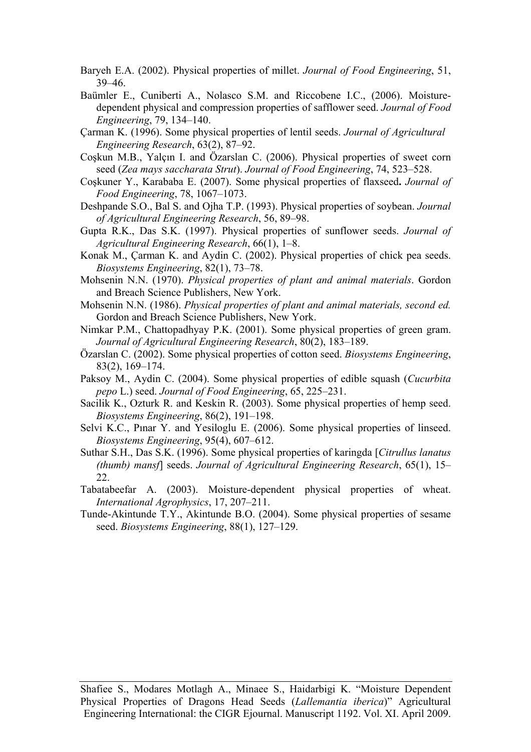Baryeh E.A. (2002). Physical properties of millet. *Journal of Food Engineering*, 51, 39–46.

Baümler E., Cuniberti A., Nolasco S.M. and Riccobene I.C., (2006). Moisture-dependent physical and compression properties of safflower seed. *Journal of Food Engineering*, 79, 134–140.

Çarman K. (1996). Some physical properties of lentil seeds. *Journal of Agricultural Engineering Research*, 63(2), 87–92.

Coşkun M.B., Yalçın I. and Özarslan C. (2006). Physical properties of sweet corn seed (*Zea mays saccharata Strut*). *Journal of Food Engineering*, 74, 523–528.

Coşkuner Y., Karababa E. (2007). Some physical properties of flaxseed**.** *Journal of Food Engineering*, 78, 1067–1073.

Deshpande S.O., Bal S. and Ojha T.P. (1993). Physical properties of soybean. *Journal of Agricultural Engineering Research*, 56, 89–98.

Gupta R.K., Das S.K. (1997). Physical properties of sunflower seeds. *Journal of Agricultural Engineering Research*, 66(1), 1–8.

Konak M., Çarman K. and Aydin C. (2002). Physical properties of chick pea seeds. *Biosystems Engineering*, 82(1), 73–78.

Mohsenin N.N. (1970). *Physical properties of plant and animal materials*. Gordon and Breach Science Publishers, New York.

Mohsenin N.N. (1986). *Physical properties of plant and animal materials, second ed.* Gordon and Breach Science Publishers, New York.

Nimkar P.M., Chattopadhyay P.K. (2001). Some physical properties of green gram. *Journal of Agricultural Engineering Research*, 80(2), 183–189.

Özarslan C. (2002). Some physical properties of cotton seed. *Biosystems Engineering*, 83(2), 169–174.

Paksoy M., Aydin C. (2004). Some physical properties of edible squash (*Cucurbita pepo* L.) seed. *Journal of Food Engineering*, 65, 225–231.

Sacilik K., Ozturk R. and Keskin R. (2003). Some physical properties of hemp seed. *Biosystems Engineering*, 86(2), 191–198.

Selvi K.C., Pınar Y. and Yesiloglu E. (2006). Some physical properties of linseed. *Biosystems Engineering*, 95(4), 607–612.

Suthar S.H., Das S.K. (1996). Some physical properties of karingda [*Citrullus lanatus (thumb) mansf*] seeds. *Journal of Agricultural Engineering Research*, 65(1), 15–22.

Tabatabeefar A. (2003). Moisture-dependent physical properties of wheat. *International Agrophysics*, 17, 207–211.

Tunde-Akintunde T.Y., Akintunde B.O. (2004). Some physical properties of sesame seed. *Biosystems Engineering*, 88(1), 127–129.